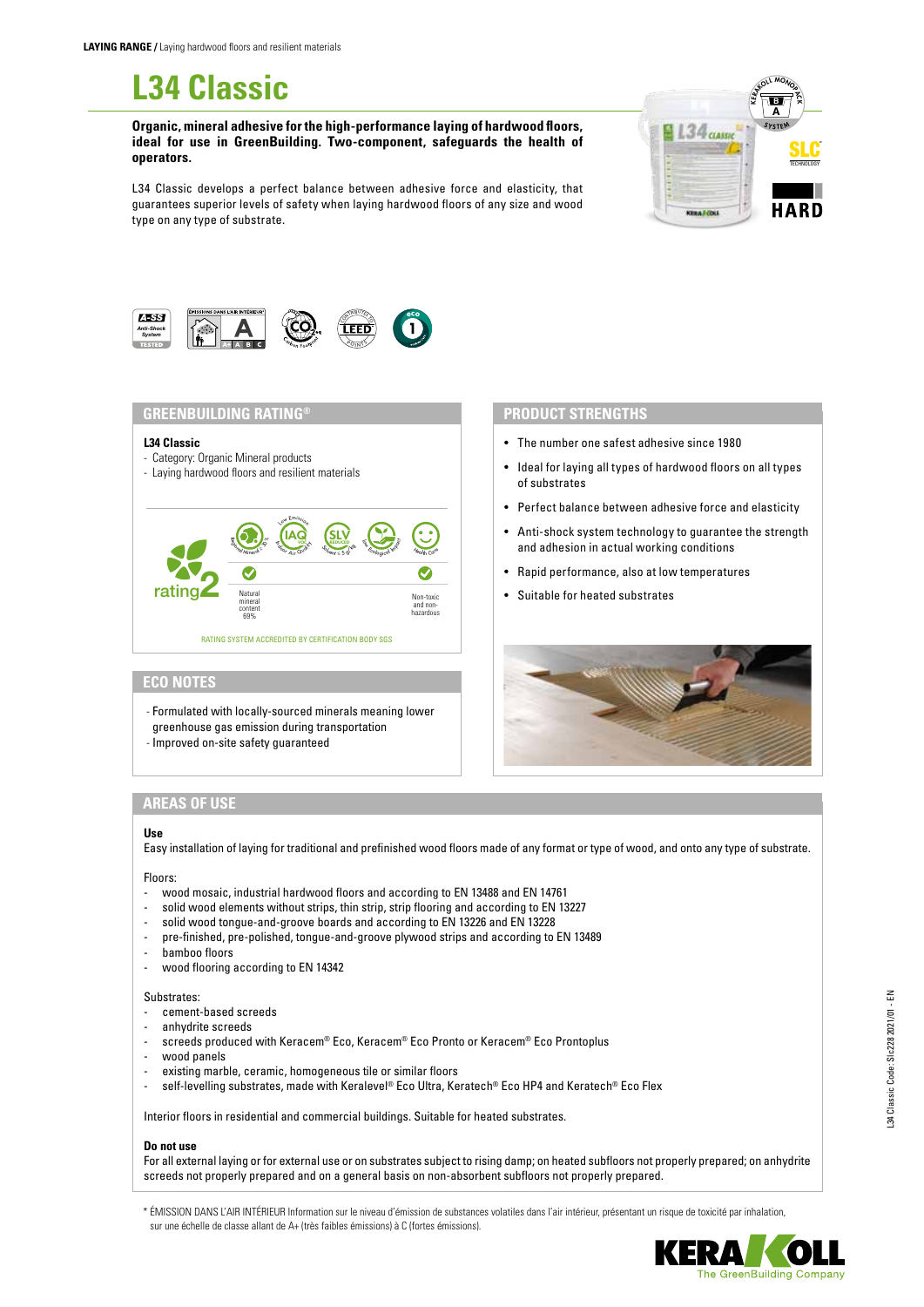**LAYING RANGE /** Laying hardwood floors and resilient materials

# L34 Classic

**Organic, mineral adhesive for the high-performance laying of hardwood floors, ideal for use in GreenBuilding. Two-component, safeguards the health of operators.**

L34 Classic develops a perfect balance between adhesive force and elasticity, that guarantees superior levels of safety when laying hardwood floors of any size and wood type on any type of substrate.

## GREENBUILDING RATING®

**L34 Classic**
- Category: Organic Mineral products
- Laying hardwood floors and resilient materials

rating 2

Natural mineral content 69%

Non-toxic and non-hazardous

RATING SYSTEM ACCREDITED BY CERTIFICATION BODY SGS

## ECO NOTES

- Formulated with locally-sourced minerals meaning lower greenhouse gas emission during transportation
- Improved on-site safety guaranteed

## PRODUCT STRENGTHS

- The number one safest adhesive since 1980
- Ideal for laying all types of hardwood floors on all types of substrates
- Perfect balance between adhesive force and elasticity
- Anti-shock system technology to guarantee the strength and adhesion in actual working conditions
- Rapid performance, also at low temperatures
- Suitable for heated substrates

## AREAS OF USE

**Use**

Easy installation of laying for traditional and prefinished wood floors made of any format or type of wood, and onto any type of substrate.

Floors:
- wood mosaic, industrial hardwood floors and according to EN 13488 and EN 14761
- solid wood elements without strips, thin strip, strip flooring and according to EN 13227
- solid wood tongue-and-groove boards and according to EN 13226 and EN 13228
- pre-finished, pre-polished, tongue-and-groove plywood strips and according to EN 13489
- bamboo floors
- wood flooring according to EN 14342

Substrates:
- cement-based screeds
- anhydrite screeds
- screeds produced with Keracem® Eco, Keracem® Eco Pronto or Keracem® Eco Prontoplus
- wood panels
- existing marble, ceramic, homogeneous tile or similar floors
- self-levelling substrates, made with Keralevel® Eco Ultra, Keratech® Eco HP4 and Keratech® Eco Flex

Interior floors in residential and commercial buildings. Suitable for heated substrates.

**Do not use**

For all external laying or for external use or on substrates subject to rising damp; on heated subfloors not properly prepared; on anhydrite screeds not properly prepared and on a general basis on non-absorbent subfloors not properly prepared.

\* ÉMISSION DANS L'AIR INTÉRIEUR Information sur le niveau d'émission de substances volatiles dans l'air intérieur, présentant un risque de toxicité par inhalation, sur une échelle de classe allant de A+ (très faibles émissions) à C (fortes émissions).

L34 Classic Code: SIc228 2021/01 - EN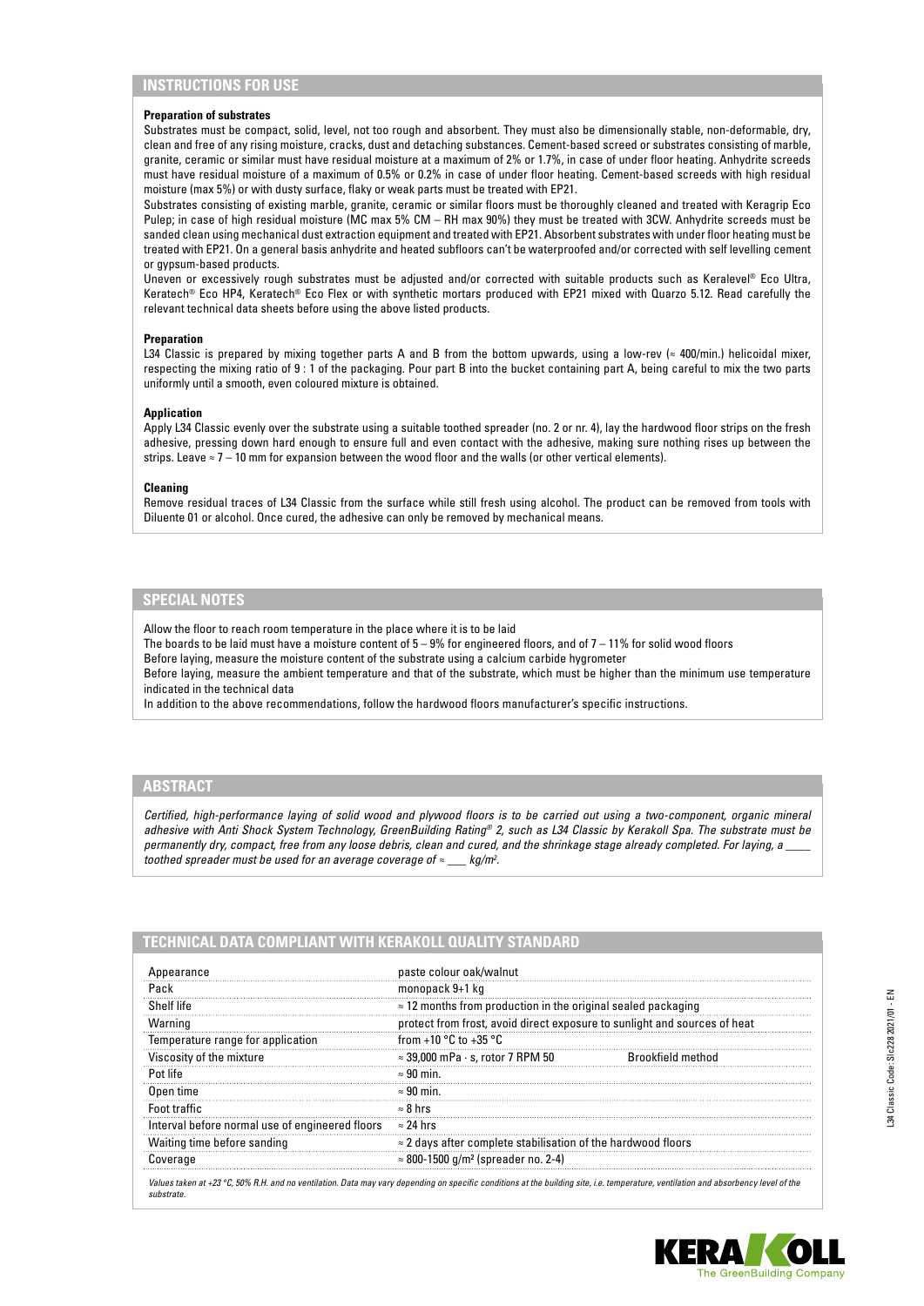## INSTRUCTIONS FOR USE

**Preparation of substrates**

Substrates must be compact, solid, level, not too rough and absorbent. They must also be dimensionally stable, non-deformable, dry, clean and free of any rising moisture, cracks, dust and detaching substances. Cement-based screed or substrates consisting of marble, granite, ceramic or similar must have residual moisture at a maximum of 2% or 1.7%, in case of under floor heating. Anhydrite screeds must have residual moisture of a maximum of 0.5% or 0.2% in case of under floor heating. Cement-based screeds with high residual moisture (max 5%) or with dusty surface, flaky or weak parts must be treated with EP21.

Substrates consisting of existing marble, granite, ceramic or similar floors must be thoroughly cleaned and treated with Keragrip Eco Pulep; in case of high residual moisture (MC max 5% CM – RH max 90%) they must be treated with 3CW. Anhydrite screeds must be sanded clean using mechanical dust extraction equipment and treated with EP21. Absorbent substrates with under floor heating must be treated with EP21. On a general basis anhydrite and heated subfloors can't be waterproofed and/or corrected with self levelling cement or gypsum-based products.

Uneven or excessively rough substrates must be adjusted and/or corrected with suitable products such as Keralevel® Eco Ultra, Keratech® Eco HP4, Keratech® Eco Flex or with synthetic mortars produced with EP21 mixed with Quarzo 5.12. Read carefully the relevant technical data sheets before using the above listed products.

**Preparation**

L34 Classic is prepared by mixing together parts A and B from the bottom upwards, using a low-rev (≈ 400/min.) helicoidal mixer, respecting the mixing ratio of 9 : 1 of the packaging. Pour part B into the bucket containing part A, being careful to mix the two parts uniformly until a smooth, even coloured mixture is obtained.

**Application**

Apply L34 Classic evenly over the substrate using a suitable toothed spreader (no. 2 or nr. 4), lay the hardwood floor strips on the fresh adhesive, pressing down hard enough to ensure full and even contact with the adhesive, making sure nothing rises up between the strips. Leave ≈ 7 – 10 mm for expansion between the wood floor and the walls (or other vertical elements).

**Cleaning**

Remove residual traces of L34 Classic from the surface while still fresh using alcohol. The product can be removed from tools with Diluente 01 or alcohol. Once cured, the adhesive can only be removed by mechanical means.

## SPECIAL NOTES

Allow the floor to reach room temperature in the place where it is to be laid

The boards to be laid must have a moisture content of 5 – 9% for engineered floors, and of 7 – 11% for solid wood floors

Before laying, measure the moisture content of the substrate using a calcium carbide hygrometer

Before laying, measure the ambient temperature and that of the substrate, which must be higher than the minimum use temperature indicated in the technical data

In addition to the above recommendations, follow the hardwood floors manufacturer's specific instructions.

## ABSTRACT

*Certified, high-performance laying of solid wood and plywood floors is to be carried out using a two-component, organic mineral adhesive with Anti Shock System Technology, GreenBuilding Rating® 2, such as L34 Classic by Kerakoll Spa. The substrate must be permanently dry, compact, free from any loose debris, clean and cured, and the shrinkage stage already completed. For laying, a \_\_\_\_ toothed spreader must be used for an average coverage of ≈ \_\_\_ kg/m².*

## TECHNICAL DATA COMPLIANT WITH KERAKOLL QUALITY STANDARD

| | | |
|---|---|---|
| Appearance | paste colour oak/walnut | |
| Pack | monopack 9+1 kg | |
| Shelf life | ≈ 12 months from production in the original sealed packaging | |
| Warning | protect from frost, avoid direct exposure to sunlight and sources of heat | |
| Temperature range for application | from +10 °C to +35 °C | |
| Viscosity of the mixture | ≈ 39,000 mPa · s, rotor 7 RPM 50 | Brookfield method |
| Pot life | ≈ 90 min. | |
| Open time | ≈ 90 min. | |
| Foot traffic | ≈ 8 hrs | |
| Interval before normal use of engineered floors | ≈ 24 hrs | |
| Waiting time before sanding | ≈ 2 days after complete stabilisation of the hardwood floors | |
| Coverage | ≈ 800-1500 g/m² (spreader no. 2-4) | |

*Values taken at +23 °C, 50% R.H. and no ventilation. Data may vary depending on specific conditions at the building site, i.e. temperature, ventilation and absorbency level of the substrate.*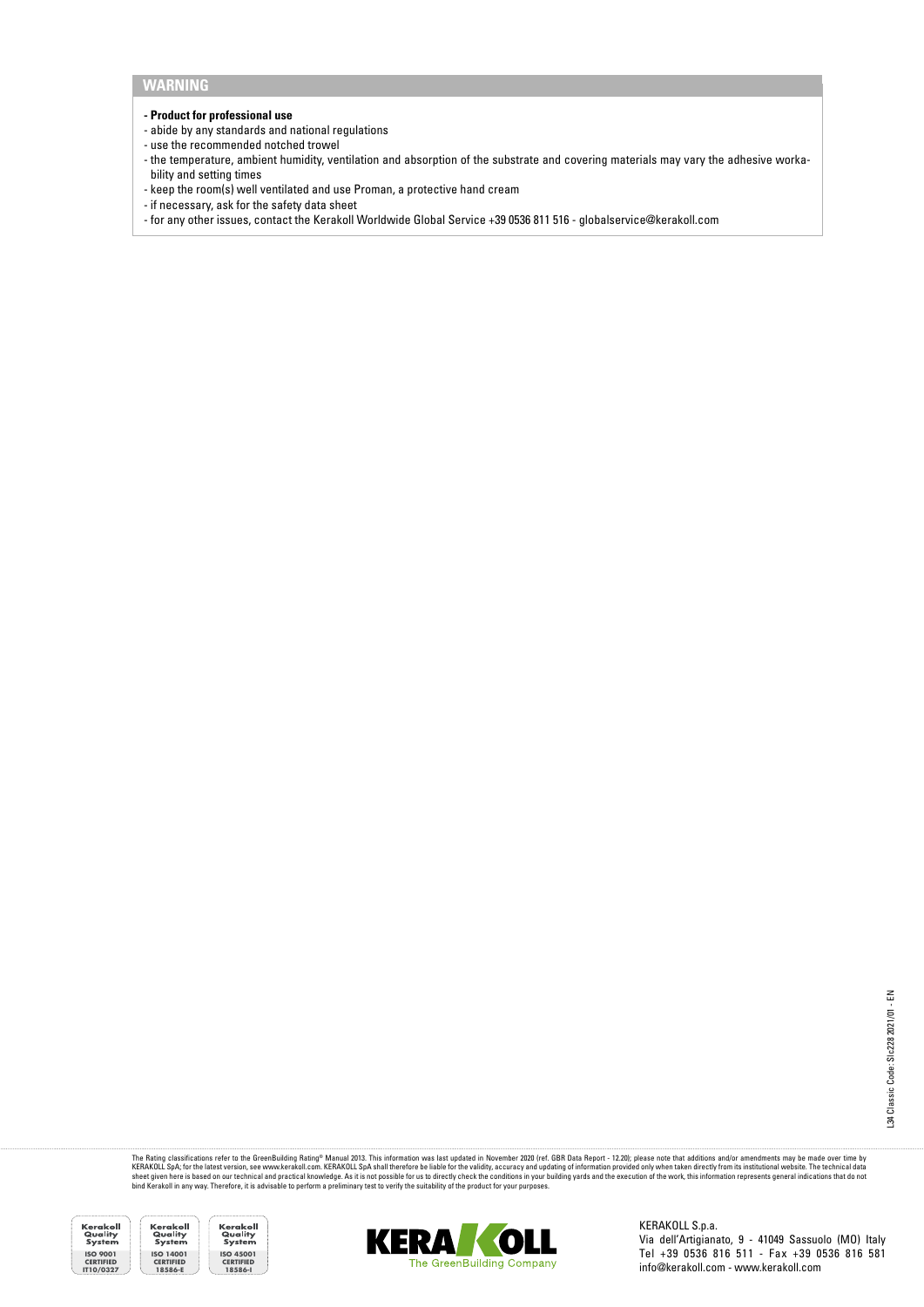## WARNING

- **Product for professional use**
- abide by any standards and national regulations
- use the recommended notched trowel
- the temperature, ambient humidity, ventilation and absorption of the substrate and covering materials may vary the adhesive workability and setting times
- keep the room(s) well ventilated and use Proman, a protective hand cream
- if necessary, ask for the safety data sheet
- for any other issues, contact the Kerakoll Worldwide Global Service +39 0536 811 516 - globalservice@kerakoll.com

L34 Classic Code: SIc228 2021/01 - EN

The Rating classifications refer to the GreenBuilding Rating® Manual 2013. This information was last updated in November 2020 (ref. GBR Data Report - 12.20); please note that additions and/or amendments may be made over time by KERAKOLL SpA; for the latest version, see www.kerakoll.com. KERAKOLL SpA shall therefore be liable for the validity, accuracy and updating of information provided only when taken directly from its institutional website. The technical data sheet given here is based on our technical and practical knowledge. As it is not possible for us to directly check the conditions in your building yards and the execution of the work, this information represents general indications that do not bind Kerakoll in any way. Therefore, it is advisable to perform a preliminary test to verify the suitability of the product for your purposes.

Kerakoll Quality System ISO 9001 CERTIFIED IT10/0327

Kerakoll Quality System ISO 14001 CERTIFIED 18586-E

Kerakoll Quality System ISO 45001 CERTIFIED 18586-I

KERAKOLL The GreenBuilding Company

KERAKOLL S.p.a.
Via dell'Artigianato, 9 - 41049 Sassuolo (MO) Italy
Tel +39 0536 816 511 - Fax +39 0536 816 581
info@kerakoll.com - www.kerakoll.com